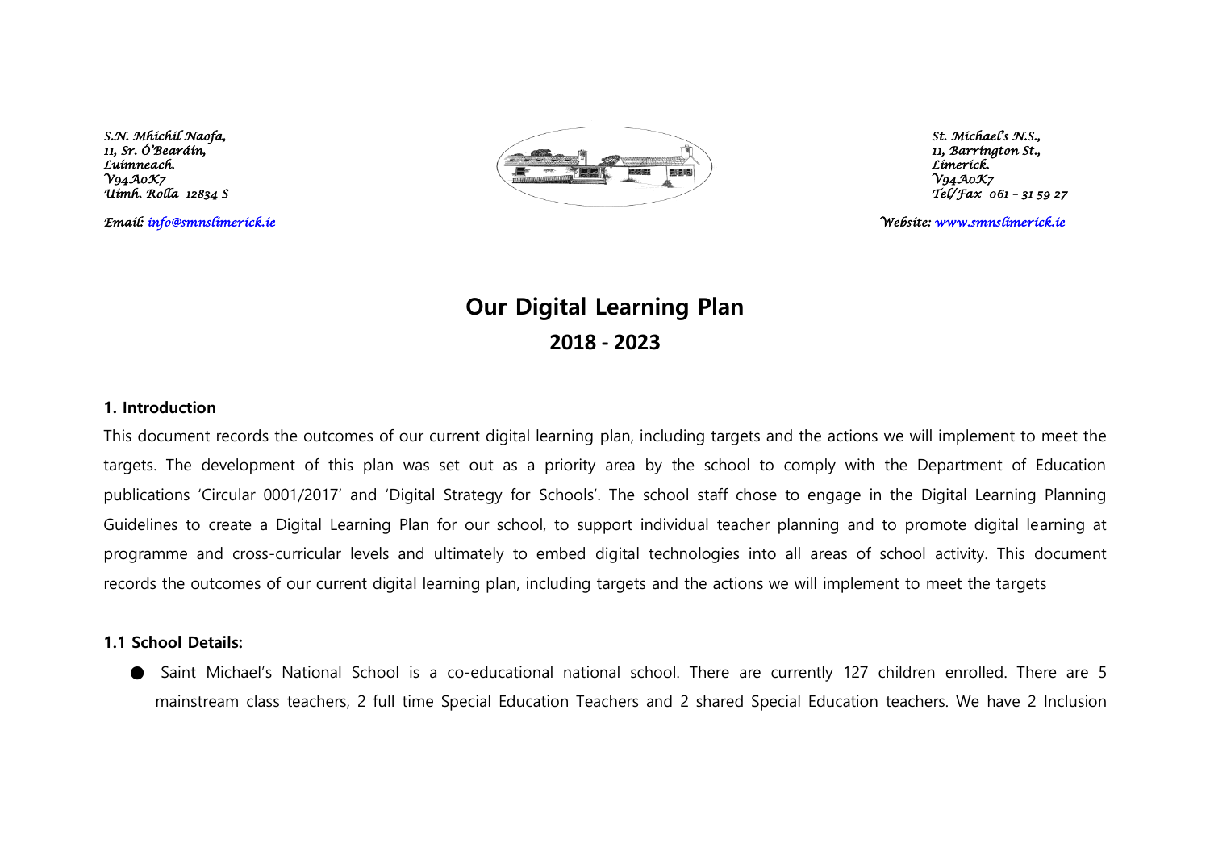*S.N. Mhichíl Naofa,*
*11, Sr. Ó'Bearáin,*
*Luimneach.*
*V94A0K7*
*Uimh. Rolla 12834 S*

*Email: info@smnslimerick.ie*

*St. Michael's N.S.,*
*11, Barrington St.,*
*Limerick.*
*V94A0K7*
*Tel/Fax 061 – 31 59 27*

*Website: www.smnslimerick.ie*

# Our Digital Learning Plan
## 2018 - 2023

### 1. Introduction

This document records the outcomes of our current digital learning plan, including targets and the actions we will implement to meet the targets. The development of this plan was set out as a priority area by the school to comply with the Department of Education publications 'Circular 0001/2017' and 'Digital Strategy for Schools'. The school staff chose to engage in the Digital Learning Planning Guidelines to create a Digital Learning Plan for our school, to support individual teacher planning and to promote digital learning at programme and cross-curricular levels and ultimately to embed digital technologies into all areas of school activity. This document records the outcomes of our current digital learning plan, including targets and the actions we will implement to meet the targets

### 1.1 School Details:

- Saint Michael's National School is a co-educational national school. There are currently 127 children enrolled. There are 5 mainstream class teachers, 2 full time Special Education Teachers and 2 shared Special Education teachers. We have 2 Inclusion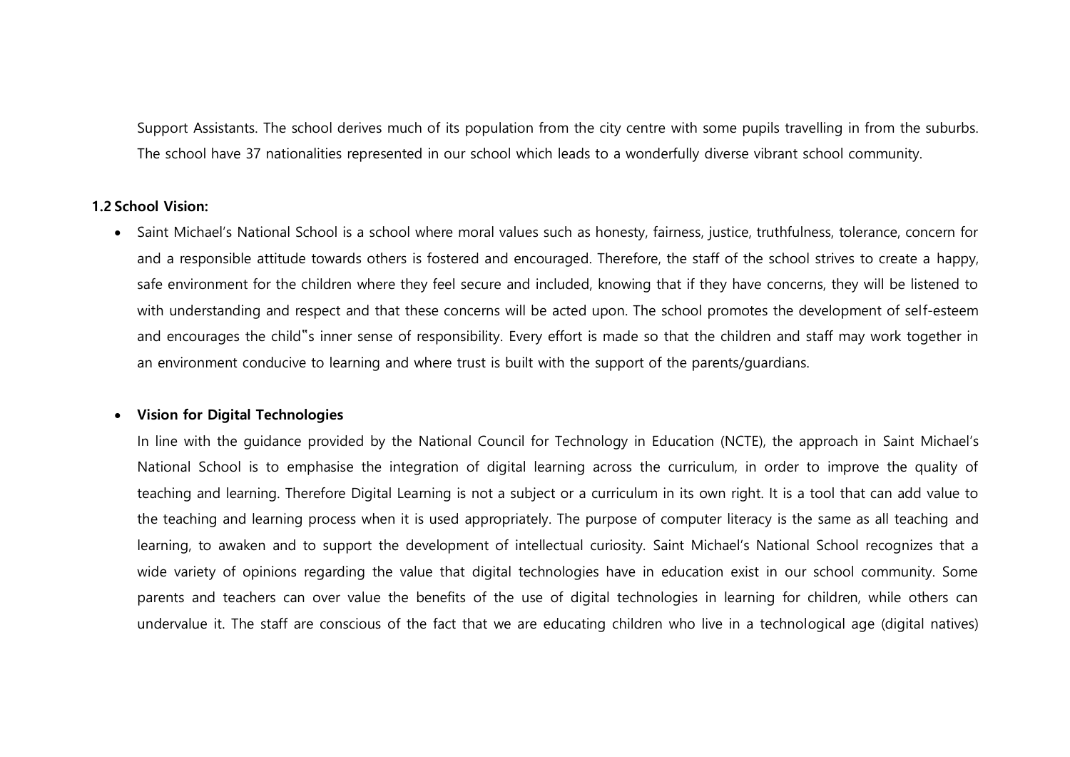Support Assistants. The school derives much of its population from the city centre with some pupils travelling in from the suburbs. The school have 37 nationalities represented in our school which leads to a wonderfully diverse vibrant school community.

**1.2 School Vision:**

- Saint Michael's National School is a school where moral values such as honesty, fairness, justice, truthfulness, tolerance, concern for and a responsible attitude towards others is fostered and encouraged. Therefore, the staff of the school strives to create a happy, safe environment for the children where they feel secure and included, knowing that if they have concerns, they will be listened to with understanding and respect and that these concerns will be acted upon. The school promotes the development of self-esteem and encourages the child�because inner sense of responsibility. Every effort is made so that the children and staff may work together in an environment conducive to learning and where trust is built with the support of the parents/guardians.

- **Vision for Digital Technologies**

  In line with the guidance provided by the National Council for Technology in Education (NCTE), the approach in Saint Michael's National School is to emphasise the integration of digital learning across the curriculum, in order to improve the quality of teaching and learning. Therefore Digital Learning is not a subject or a curriculum in its own right. It is a tool that can add value to the teaching and learning process when it is used appropriately. The purpose of computer literacy is the same as all teaching and learning, to awaken and to support the development of intellectual curiosity. Saint Michael's National School recognizes that a wide variety of opinions regarding the value that digital technologies have in education exist in our school community. Some parents and teachers can over value the benefits of the use of digital technologies in learning for children, while others can undervalue it. The staff are conscious of the fact that we are educating children who live in a technological age (digital natives)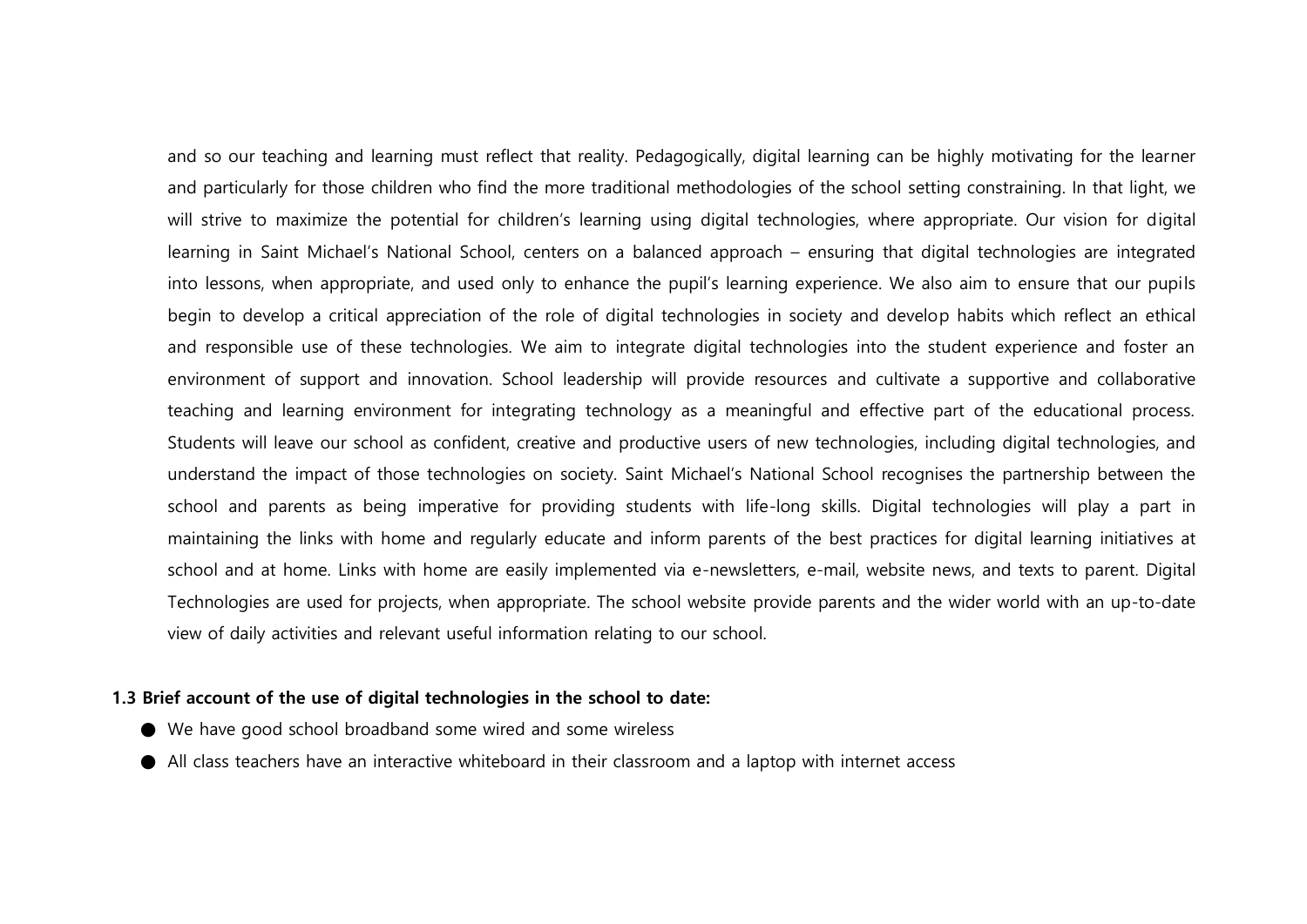and so our teaching and learning must reflect that reality. Pedagogically, digital learning can be highly motivating for the learner and particularly for those children who find the more traditional methodologies of the school setting constraining. In that light, we will strive to maximize the potential for children's learning using digital technologies, where appropriate. Our vision for digital learning in Saint Michael's National School, centers on a balanced approach – ensuring that digital technologies are integrated into lessons, when appropriate, and used only to enhance the pupil's learning experience. We also aim to ensure that our pupils begin to develop a critical appreciation of the role of digital technologies in society and develop habits which reflect an ethical and responsible use of these technologies. We aim to integrate digital technologies into the student experience and foster an environment of support and innovation. School leadership will provide resources and cultivate a supportive and collaborative teaching and learning environment for integrating technology as a meaningful and effective part of the educational process. Students will leave our school as confident, creative and productive users of new technologies, including digital technologies, and understand the impact of those technologies on society. Saint Michael's National School recognises the partnership between the school and parents as being imperative for providing students with life-long skills. Digital technologies will play a part in maintaining the links with home and regularly educate and inform parents of the best practices for digital learning initiatives at school and at home. Links with home are easily implemented via e-newsletters, e-mail, website news, and texts to parent. Digital Technologies are used for projects, when appropriate. The school website provide parents and the wider world with an up-to-date view of daily activities and relevant useful information relating to our school.

**1.3 Brief account of the use of digital technologies in the school to date:**

- We have good school broadband some wired and some wireless
- All class teachers have an interactive whiteboard in their classroom and a laptop with internet access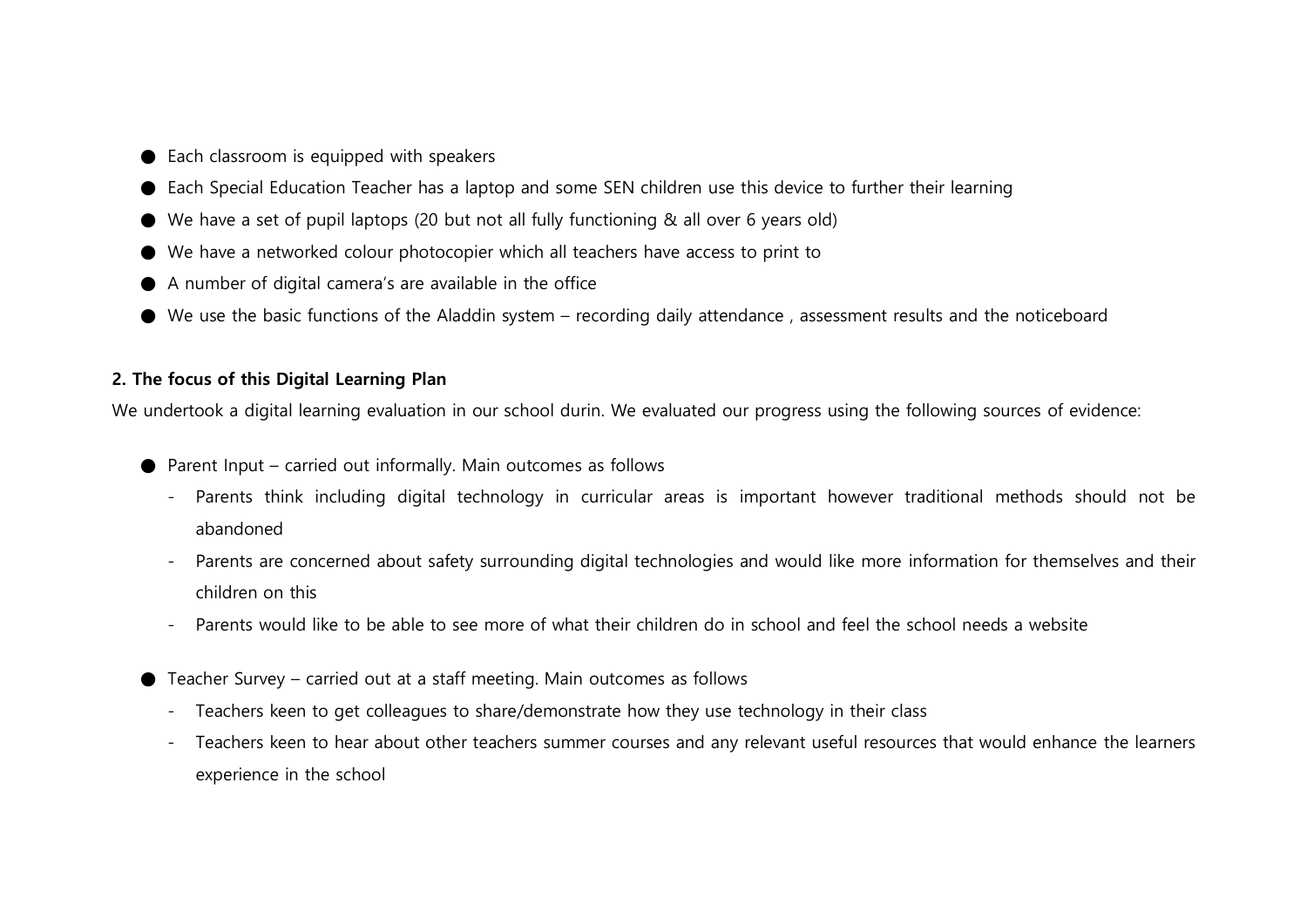- Each classroom is equipped with speakers
- Each Special Education Teacher has a laptop and some SEN children use this device to further their learning
- We have a set of pupil laptops (20 but not all fully functioning & all over 6 years old)
- We have a networked colour photocopier which all teachers have access to print to
- A number of digital camera's are available in the office
- We use the basic functions of the Aladdin system – recording daily attendance , assessment results and the noticeboard

**2. The focus of this Digital Learning Plan**

We undertook a digital learning evaluation in our school durin. We evaluated our progress using the following sources of evidence:

- Parent Input – carried out informally. Main outcomes as follows
  - Parents think including digital technology in curricular areas is important however traditional methods should not be abandoned
  - Parents are concerned about safety surrounding digital technologies and would like more information for themselves and their children on this
  - Parents would like to be able to see more of what their children do in school and feel the school needs a website

- Teacher Survey – carried out at a staff meeting. Main outcomes as follows
  - Teachers keen to get colleagues to share/demonstrate how they use technology in their class
  - Teachers keen to hear about other teachers summer courses and any relevant useful resources that would enhance the learners experience in the school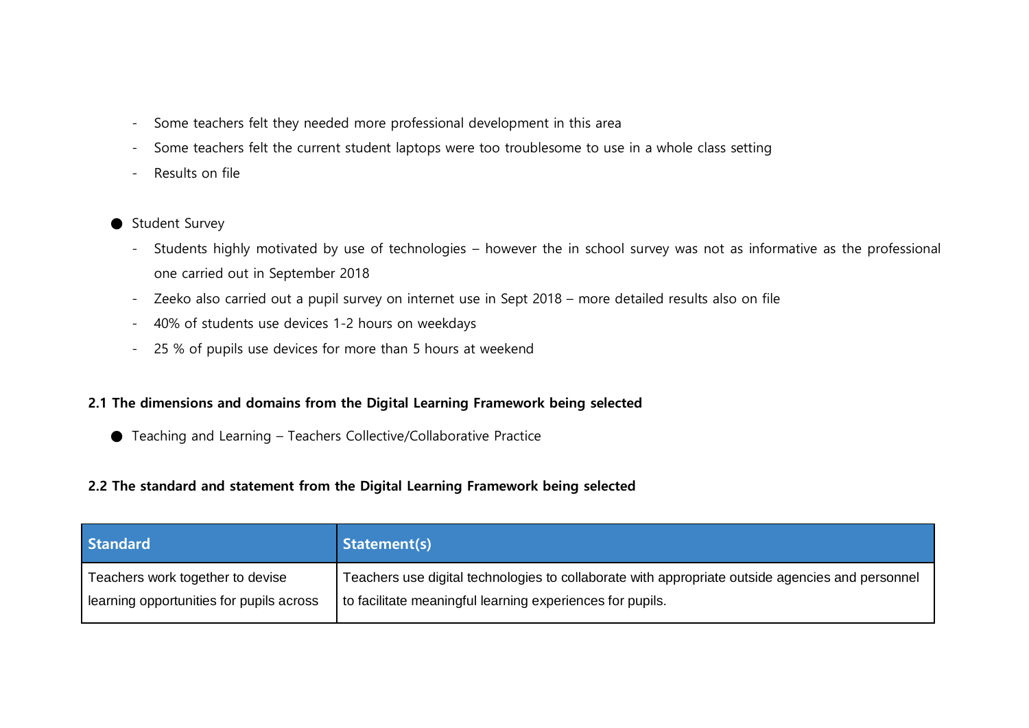- Some teachers felt they needed more professional development in this area
    - Some teachers felt the current student laptops were too troublesome to use in a whole class setting
    - Results on file

- Student Survey
    - Students highly motivated by use of technologies – however the in school survey was not as informative as the professional one carried out in September 2018
    - Zeeko also carried out a pupil survey on internet use in Sept 2018 – more detailed results also on file
    - 40% of students use devices 1-2 hours on weekdays
    - 25 % of pupils use devices for more than 5 hours at weekend

**2.1 The dimensions and domains from the Digital Learning Framework being selected**

- Teaching and Learning – Teachers Collective/Collaborative Practice

**2.2 The standard and statement from the Digital Learning Framework being selected**

| Standard | Statement(s) |
|---|---|
| Teachers work together to devise learning opportunities for pupils across | Teachers use digital technologies to collaborate with appropriate outside agencies and personnel to facilitate meaningful learning experiences for pupils. |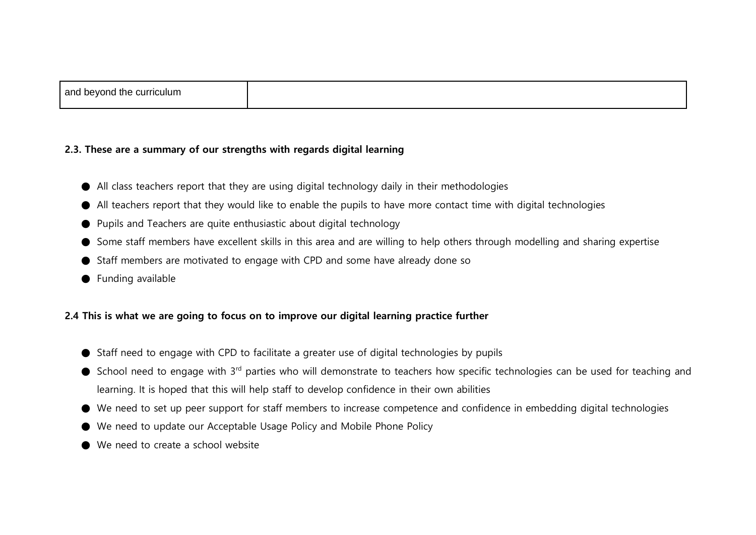| and beyond the curriculum | |
|---|---|

**2.3. These are a summary of our strengths with regards digital learning**

- All class teachers report that they are using digital technology daily in their methodologies
- All teachers report that they would like to enable the pupils to have more contact time with digital technologies
- Pupils and Teachers are quite enthusiastic about digital technology
- Some staff members have excellent skills in this area and are willing to help others through modelling and sharing expertise
- Staff members are motivated to engage with CPD and some have already done so
- Funding available

**2.4 This is what we are going to focus on to improve our digital learning practice further**

- Staff need to engage with CPD to facilitate a greater use of digital technologies by pupils
- School need to engage with 3rd parties who will demonstrate to teachers how specific technologies can be used for teaching and learning. It is hoped that this will help staff to develop confidence in their own abilities
- We need to set up peer support for staff members to increase competence and confidence in embedding digital technologies
- We need to update our Acceptable Usage Policy and Mobile Phone Policy
- We need to create a school website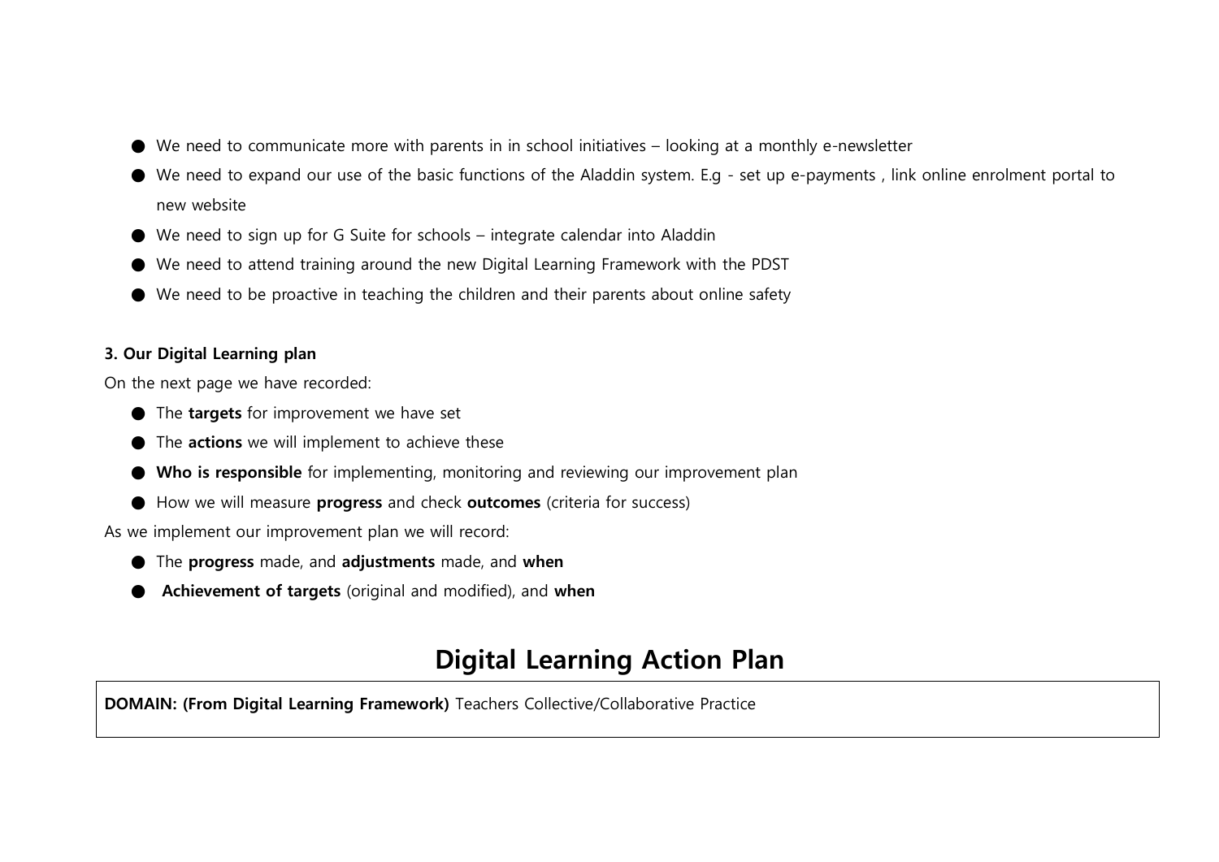- We need to communicate more with parents in in school initiatives – looking at a monthly e-newsletter
- We need to expand our use of the basic functions of the Aladdin system. E.g - set up e-payments , link online enrolment portal to new website
- We need to sign up for G Suite for schools – integrate calendar into Aladdin
- We need to attend training around the new Digital Learning Framework with the PDST
- We need to be proactive in teaching the children and their parents about online safety

**3. Our Digital Learning plan**

On the next page we have recorded:

- The **targets** for improvement we have set
- The **actions** we will implement to achieve these
- **Who is responsible** for implementing, monitoring and reviewing our improvement plan
- How we will measure **progress** and check **outcomes** (criteria for success)

As we implement our improvement plan we will record:

- The **progress** made, and **adjustments** made, and **when**
- **Achievement of targets** (original and modified), and **when**

# Digital Learning Action Plan

| **DOMAIN: (From Digital Learning Framework)** Teachers Collective/Collaborative Practice |
| --- |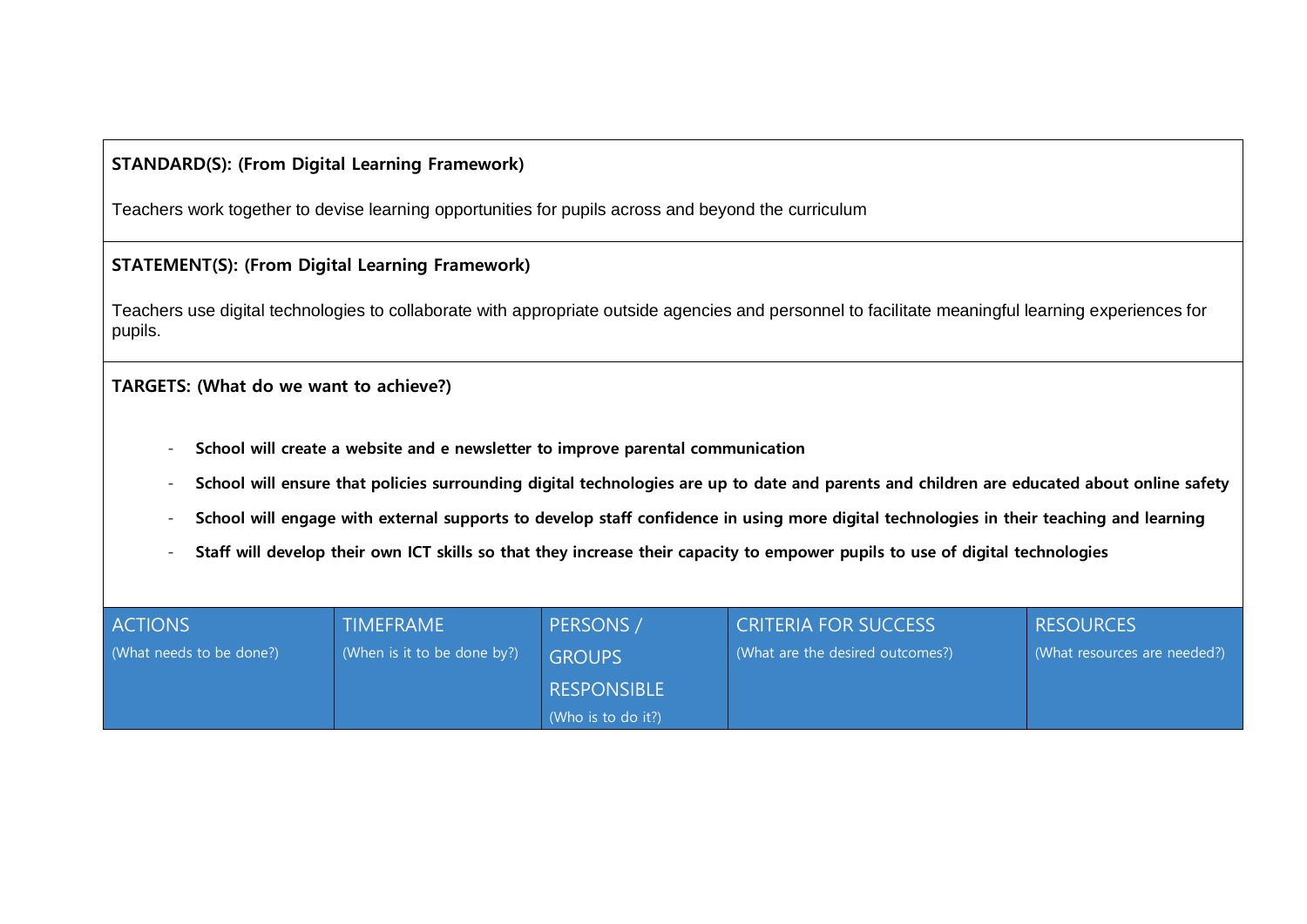**STANDARD(S): (From Digital Learning Framework)**

Teachers work together to devise learning opportunities for pupils across and beyond the curriculum

**STATEMENT(S): (From Digital Learning Framework)**

Teachers use digital technologies to collaborate with appropriate outside agencies and personnel to facilitate meaningful learning experiences for pupils.

**TARGETS: (What do we want to achieve?)**

- **School will create a website and e newsletter to improve parental communication**
- **School will ensure that policies surrounding digital technologies are up to date and parents and children are educated about online safety**
- **School will engage with external supports to develop staff confidence in using more digital technologies in their teaching and learning**
- **Staff will develop their own ICT skills so that they increase their capacity to empower pupils to use of digital technologies**

| ACTIONS (What needs to be done?) | TIMEFRAME (When is it to be done by?) | PERSONS / GROUPS RESPONSIBLE (Who is to do it?) | CRITERIA FOR SUCCESS (What are the desired outcomes?) | RESOURCES (What resources are needed?) |
| --- | --- | --- | --- | --- |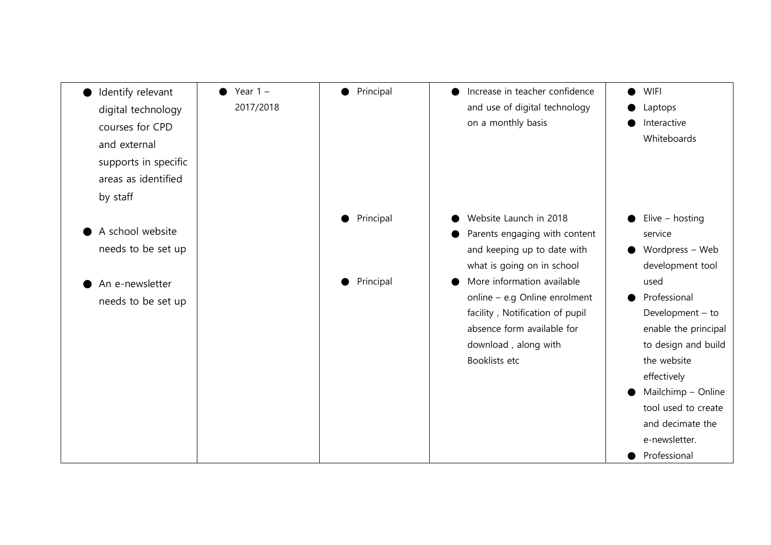| | | | | |
|---|---|---|---|---|
| ● Identify relevant digital technology courses for CPD and external supports in specific areas as identified by staff | ● Year 1 – 2017/2018 | ● Principal | ● Increase in teacher confidence and use of digital technology on a monthly basis | ● WIFI<br>● Laptops<br>● Interactive Whiteboards |
| ● A school website needs to be set up<br><br>● An e-newsletter needs to be set up | | ● Principal<br><br>● Principal | ● Website Launch in 2018<br>● Parents engaging with content and keeping up to date with what is going on in school<br>● More information available online – e.g Online enrolment facility , Notification of pupil absence form available for download , along with Booklists etc | ● Elive – hosting service<br>● Wordpress – Web development tool used<br>● Professional Development – to enable the principal to design and build the website effectively<br>● Mailchimp – Online tool used to create and decimate the e-newsletter.<br>● Professional |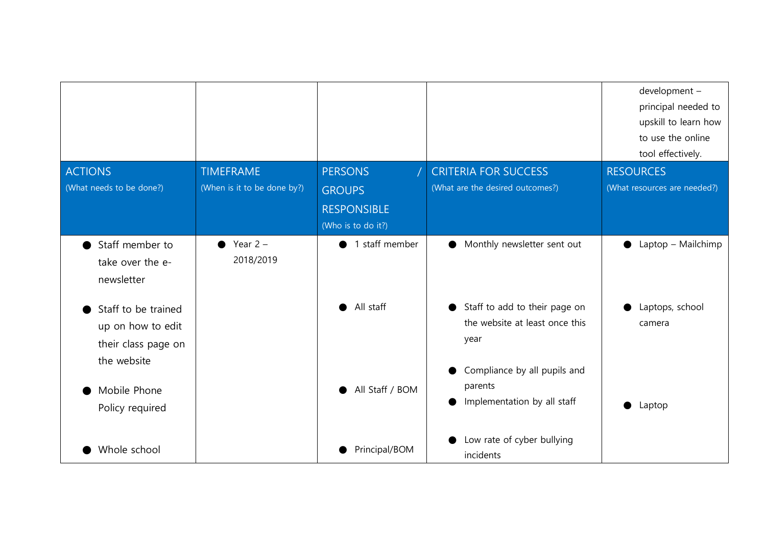| | | | | development – principal needed to upskill to learn how to use the online tool effectively. |
|---|---|---|---|---|

| ACTIONS (What needs to be done?) | TIMEFRAME (When is it to be done by?) | PERSONS / GROUPS RESPONSIBLE (Who is to do it?) | CRITERIA FOR SUCCESS (What are the desired outcomes?) | RESOURCES (What resources are needed?) |
|---|---|---|---|---|
| • Staff member to take over the e-newsletter | • Year 2 – 2018/2019 | • 1 staff member | • Monthly newsletter sent out | • Laptop – Mailchimp |
| • Staff to be trained up on how to edit their class page on the website | | • All staff | • Staff to add to their page on the website at least once this year | • Laptops, school camera |
| • Mobile Phone Policy required | | • All Staff / BOM | • Compliance by all pupils and parents<br>• Implementation by all staff | • Laptop |
| • Whole school | | • Principal/BOM | • Low rate of cyber bullying incidents | |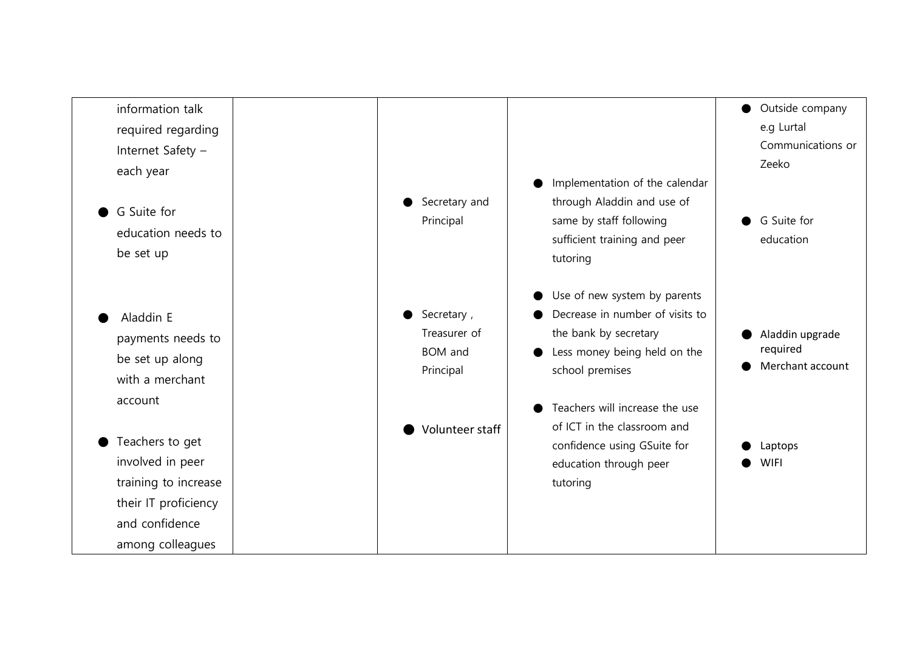| | | | | |
|---|---|---|---|---|
| information talk required regarding Internet Safety – each year<br><br>● G Suite for education needs to be set up<br><br>● Aladdin E payments needs to be set up along with a merchant account<br><br>● Teachers to get involved in peer training to increase their IT proficiency and confidence among colleagues | | ● Secretary and Principal<br><br>● Secretary , Treasurer of BOM and Principal<br><br>● Volunteer staff | ● Implementation of the calendar through Aladdin and use of same by staff following sufficient training and peer tutoring<br><br>● Use of new system by parents<br>● Decrease in number of visits to the bank by secretary<br>● Less money being held on the school premises<br><br>● Teachers will increase the use of ICT in the classroom and confidence using GSuite for education through peer tutoring | ● Outside company e.g Lurtal Communications or Zeeko<br><br>● G Suite for education<br><br>● Aladdin upgrade required<br>● Merchant account<br><br>● Laptops<br>● WIFI |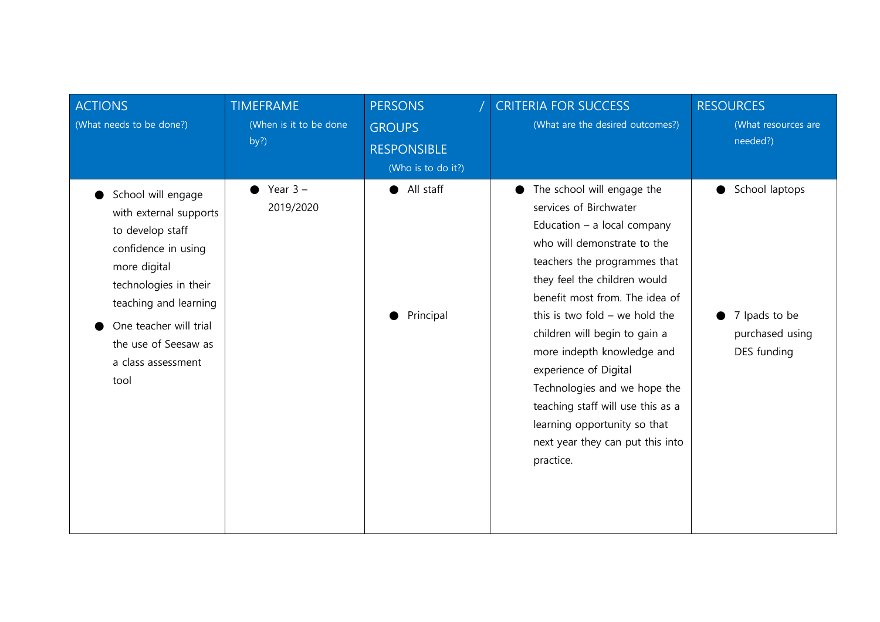| ACTIONS (What needs to be done?) | TIMEFRAME (When is it to be done by?) | PERSONS / GROUPS RESPONSIBLE (Who is to do it?) | CRITERIA FOR SUCCESS (What are the desired outcomes?) | RESOURCES (What resources are needed?) |
|---|---|---|---|---|
| • School will engage with external supports to develop staff confidence in using more digital technologies in their teaching and learning<br>• One teacher will trial the use of Seesaw as a class assessment tool | • Year 3 – 2019/2020 | • All staff<br>• Principal | • The school will engage the services of Birchwater Education – a local company who will demonstrate to the teachers the programmes that they feel the children would benefit most from. The idea of this is two fold – we hold the children will begin to gain a more indepth knowledge and experience of Digital Technologies and we hope the teaching staff will use this as a learning opportunity so that next year they can put this into practice. | • School laptops<br>• 7 Ipads to be purchased using DES funding |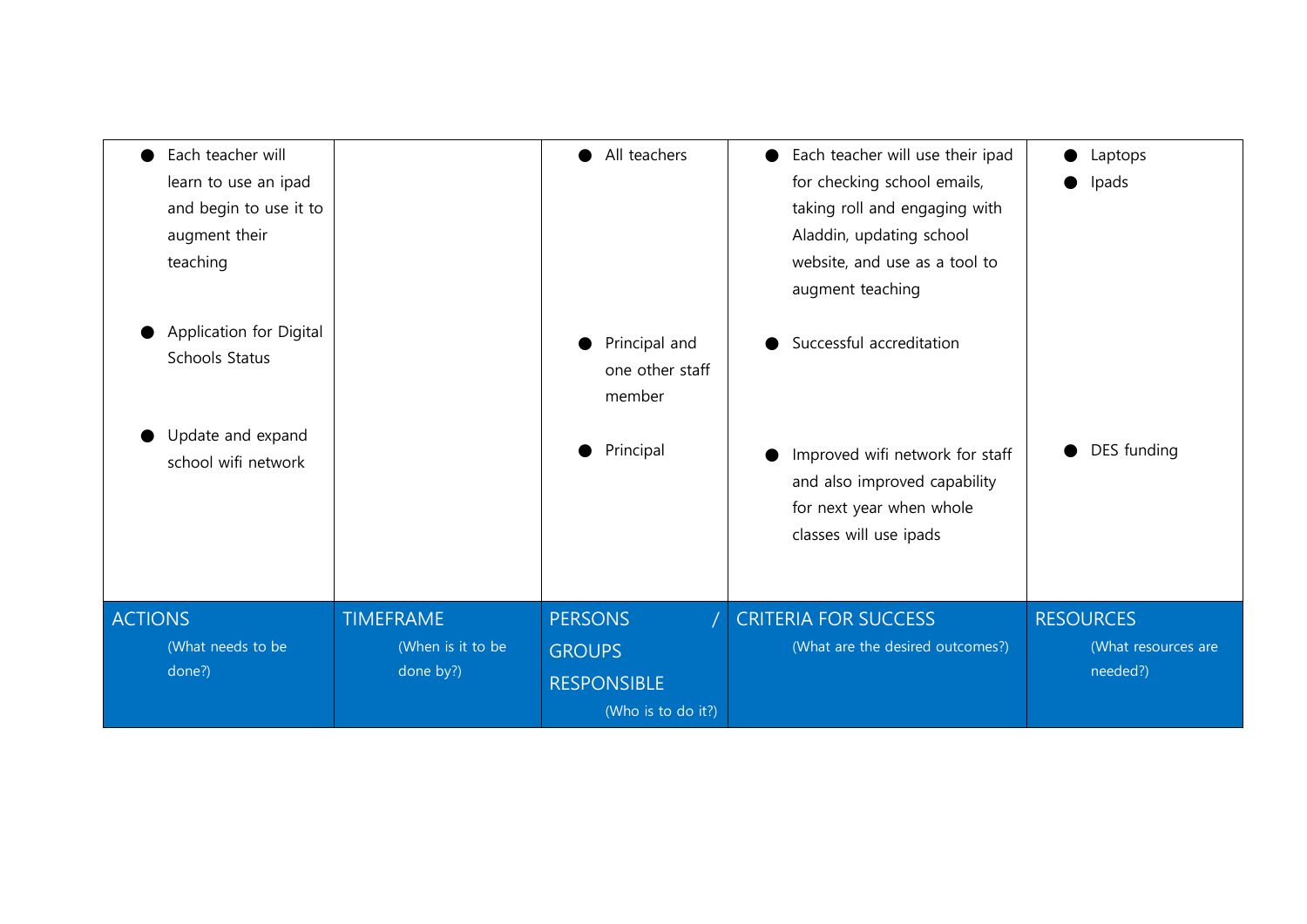| ACTIONS (What needs to be done?) | TIMEFRAME (When is it to be done by?) | PERSONS / GROUPS RESPONSIBLE (Who is to do it?) | CRITERIA FOR SUCCESS (What are the desired outcomes?) | RESOURCES (What resources are needed?) |
|---|---|---|---|---|
| ● Each teacher will learn to use an ipad and begin to use it to augment their teaching | | ● All teachers | ● Each teacher will use their ipad for checking school emails, taking roll and engaging with Aladdin, updating school website, and use as a tool to augment teaching | ● Laptops<br>● Ipads |
| ● Application for Digital Schools Status | | ● Principal and one other staff member | ● Successful accreditation | |
| ● Update and expand school wifi network | | ● Principal | ● Improved wifi network for staff and also improved capability for next year when whole classes will use ipads | ● DES funding |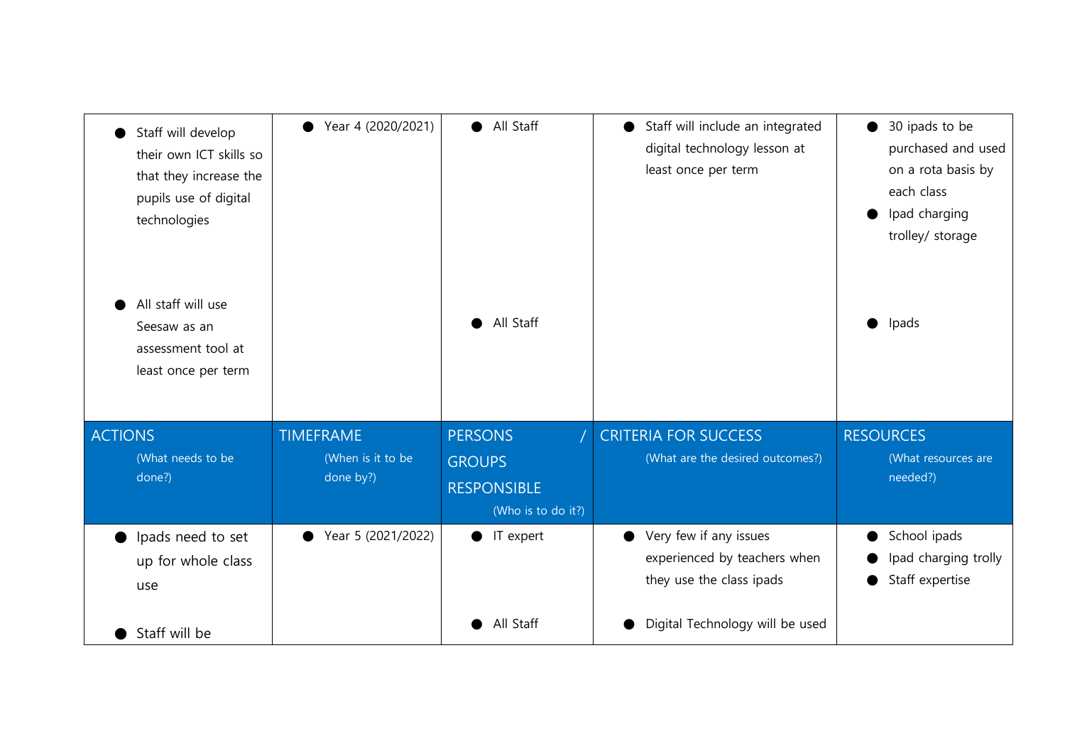| | | | | |
|---|---|---|---|---|
| ● Staff will develop their own ICT skills so that they increase the pupils use of digital technologies<br><br>● All staff will use Seesaw as an assessment tool at least once per term | ● Year 4 (2020/2021) | ● All Staff<br><br>● All Staff | ● Staff will include an integrated digital technology lesson at least once per term | ● 30 ipads to be purchased and used on a rota basis by each class<br>● Ipad charging trolley/ storage<br><br>● Ipads |
| **ACTIONS** (What needs to be done?) | **TIMEFRAME** (When is it to be done by?) | **PERSONS / GROUPS RESPONSIBLE** (Who is to do it?) | **CRITERIA FOR SUCCESS** (What are the desired outcomes?) | **RESOURCES** (What resources are needed?) |
| ● Ipads need to set up for whole class use<br><br>● Staff will be | ● Year 5 (2021/2022) | ● IT expert<br><br>● All Staff | ● Very few if any issues experienced by teachers when they use the class ipads<br><br>● Digital Technology will be used | ● School ipads<br>● Ipad charging trolly<br>● Staff expertise |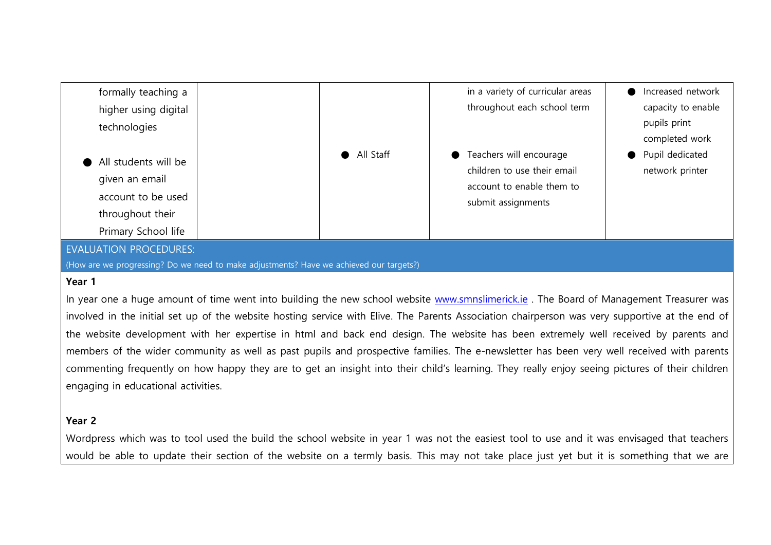| | | | | |
|---|---|---|---|---|
| formally teaching a higher using digital technologies<br><br>● All students will be given an email account to be used throughout their Primary School life | | ● All Staff | in a variety of curricular areas throughout each school term<br><br>● Teachers will encourage children to use their email account to enable them to submit assignments | ● Increased network capacity to enable pupils print completed work<br>● Pupil dedicated network printer |

EVALUATION PROCEDURES:

(How are we progressing? Do we need to make adjustments? Have we achieved our targets?)

**Year 1**

In year one a huge amount of time went into building the new school website www.smnslimerick.ie . The Board of Management Treasurer was involved in the initial set up of the website hosting service with Elive. The Parents Association chairperson was very supportive at the end of the website development with her expertise in html and back end design. The website has been extremely well received by parents and members of the wider community as well as past pupils and prospective families. The e-newsletter has been very well received with parents commenting frequently on how happy they are to get an insight into their child's learning. They really enjoy seeing pictures of their children engaging in educational activities.

**Year 2**

Wordpress which was to tool used the build the school website in year 1 was not the easiest tool to use and it was envisaged that teachers would be able to update their section of the website on a termly basis. This may not take place just yet but it is something that we are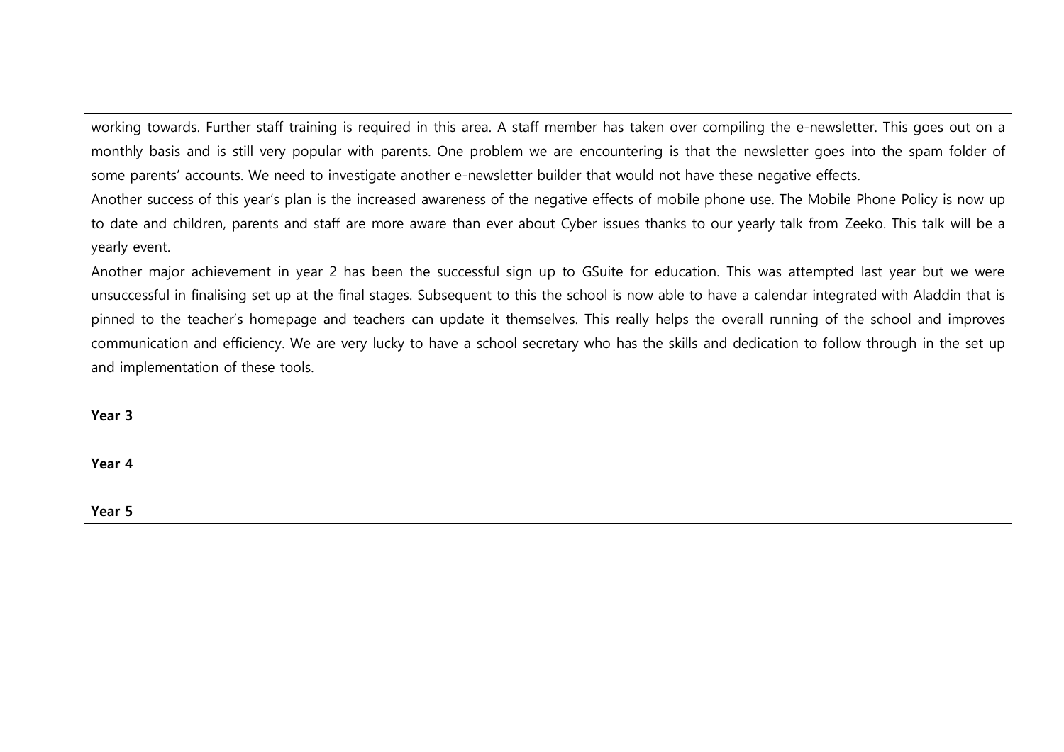working towards. Further staff training is required in this area. A staff member has taken over compiling the e-newsletter. This goes out on a monthly basis and is still very popular with parents. One problem we are encountering is that the newsletter goes into the spam folder of some parents' accounts. We need to investigate another e-newsletter builder that would not have these negative effects.

Another success of this year's plan is the increased awareness of the negative effects of mobile phone use. The Mobile Phone Policy is now up to date and children, parents and staff are more aware than ever about Cyber issues thanks to our yearly talk from Zeeko. This talk will be a yearly event.

Another major achievement in year 2 has been the successful sign up to GSuite for education. This was attempted last year but we were unsuccessful in finalising set up at the final stages. Subsequent to this the school is now able to have a calendar integrated with Aladdin that is pinned to the teacher's homepage and teachers can update it themselves. This really helps the overall running of the school and improves communication and efficiency. We are very lucky to have a school secretary who has the skills and dedication to follow through in the set up and implementation of these tools.

**Year 3**

**Year 4**

**Year 5**